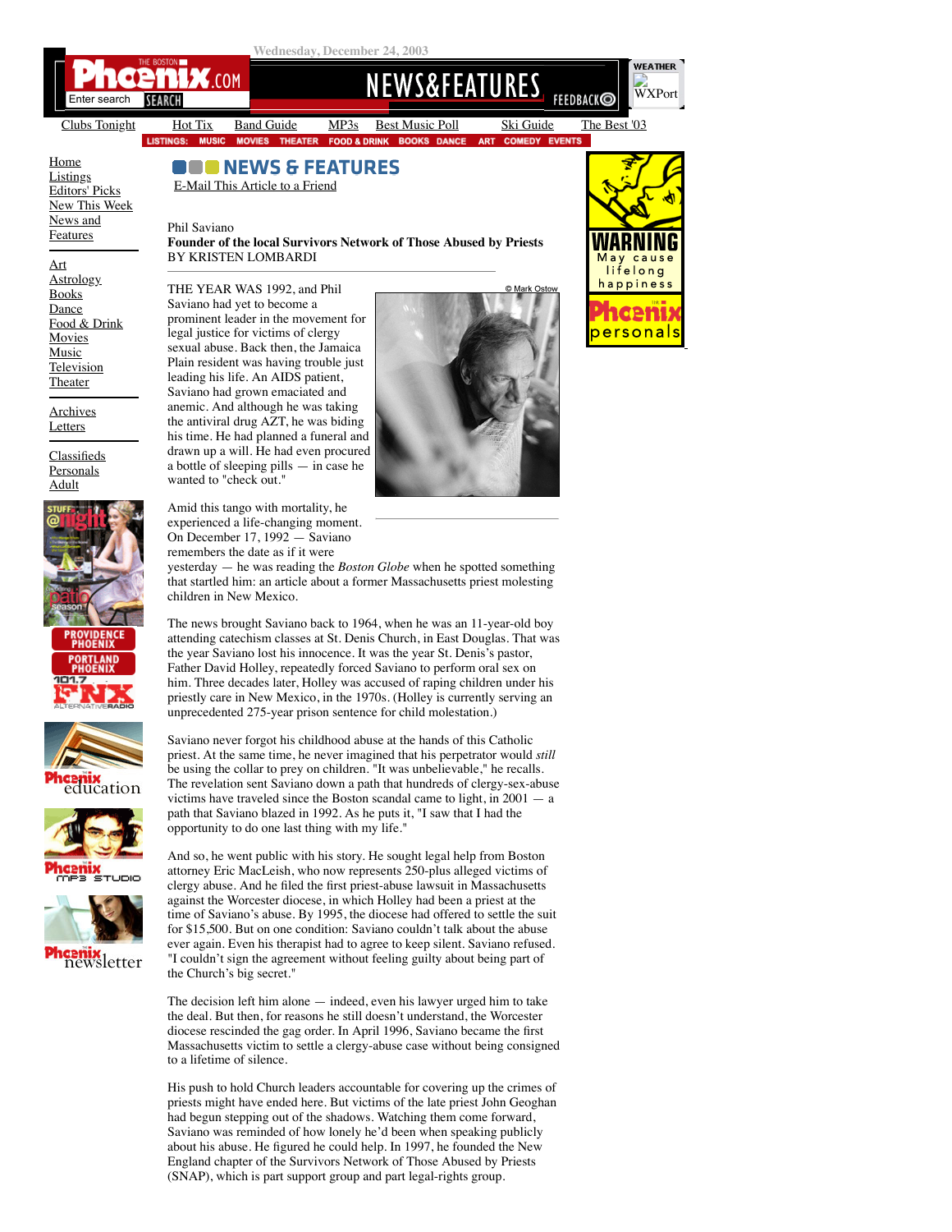Wednesday, December 24, 2003

# NEWS & FEATURES

E-Mail This Article to a Friend

Phil Saviano

**Founder of the local Survivors Network of Those Abused by Priests**

BY KRISTEN LOMBARDI

© Mark Ostow

THE YEAR WAS 1992, and Phil Saviano had yet to become a prominent leader in the movement for legal justice for victims of clergy sexual abuse. Back then, the Jamaica Plain resident was having trouble just leading his life. An AIDS patient, Saviano had grown emaciated and anemic. And although he was taking the antiviral drug AZT, he was biding his time. He had planned a funeral and drawn up a will. He had even procured a bottle of sleeping pills — in case he wanted to "check out."

Amid this tango with mortality, he experienced a life-changing moment. On December 17, 1992 — Saviano remembers the date as if it were yesterday — he was reading the *Boston Globe* when he spotted something that startled him: an article about a former Massachusetts priest molesting children in New Mexico.

The news brought Saviano back to 1964, when he was an 11-year-old boy attending catechism classes at St. Denis Church, in East Douglas. That was the year Saviano lost his innocence. It was the year St. Denis's pastor, Father David Holley, repeatedly forced Saviano to perform oral sex on him. Three decades later, Holley was accused of raping children under his priestly care in New Mexico, in the 1970s. (Holley is currently serving an unprecedented 275-year prison sentence for child molestation.)

Saviano never forgot his childhood abuse at the hands of this Catholic priest. At the same time, he never imagined that his perpetrator would *still* be using the collar to prey on children. "It was unbelievable," he recalls. The revelation sent Saviano down a path that hundreds of clergy-sex-abuse victims have traveled since the Boston scandal came to light, in 2001 — a path that Saviano blazed in 1992. As he puts it, "I saw that I had the opportunity to do one last thing with my life."

And so, he went public with his story. He sought legal help from Boston attorney Eric MacLeish, who now represents 250-plus alleged victims of clergy abuse. And he filed the first priest-abuse lawsuit in Massachusetts against the Worcester diocese, in which Holley had been a priest at the time of Saviano's abuse. By 1995, the diocese had offered to settle the suit for $15,500. But on one condition: Saviano couldn't talk about the abuse ever again. Even his therapist had to agree to keep silent. Saviano refused. "I couldn't sign the agreement without feeling guilty about being part of the Church's big secret."

The decision left him alone — indeed, even his lawyer urged him to take the deal. But then, for reasons he still doesn't understand, the Worcester diocese rescinded the gag order. In April 1996, Saviano became the first Massachusetts victim to settle a clergy-abuse case without being consigned to a lifetime of silence.

His push to hold Church leaders accountable for covering up the crimes of priests might have ended here. But victims of the late priest John Geoghan had begun stepping out of the shadows. Watching them come forward, Saviano was reminded of how lonely he'd been when speaking publicly about his abuse. He figured he could help. In 1997, he founded the New England chapter of the Survivors Network of Those Abused by Priests (SNAP), which is part support group and part legal-rights group.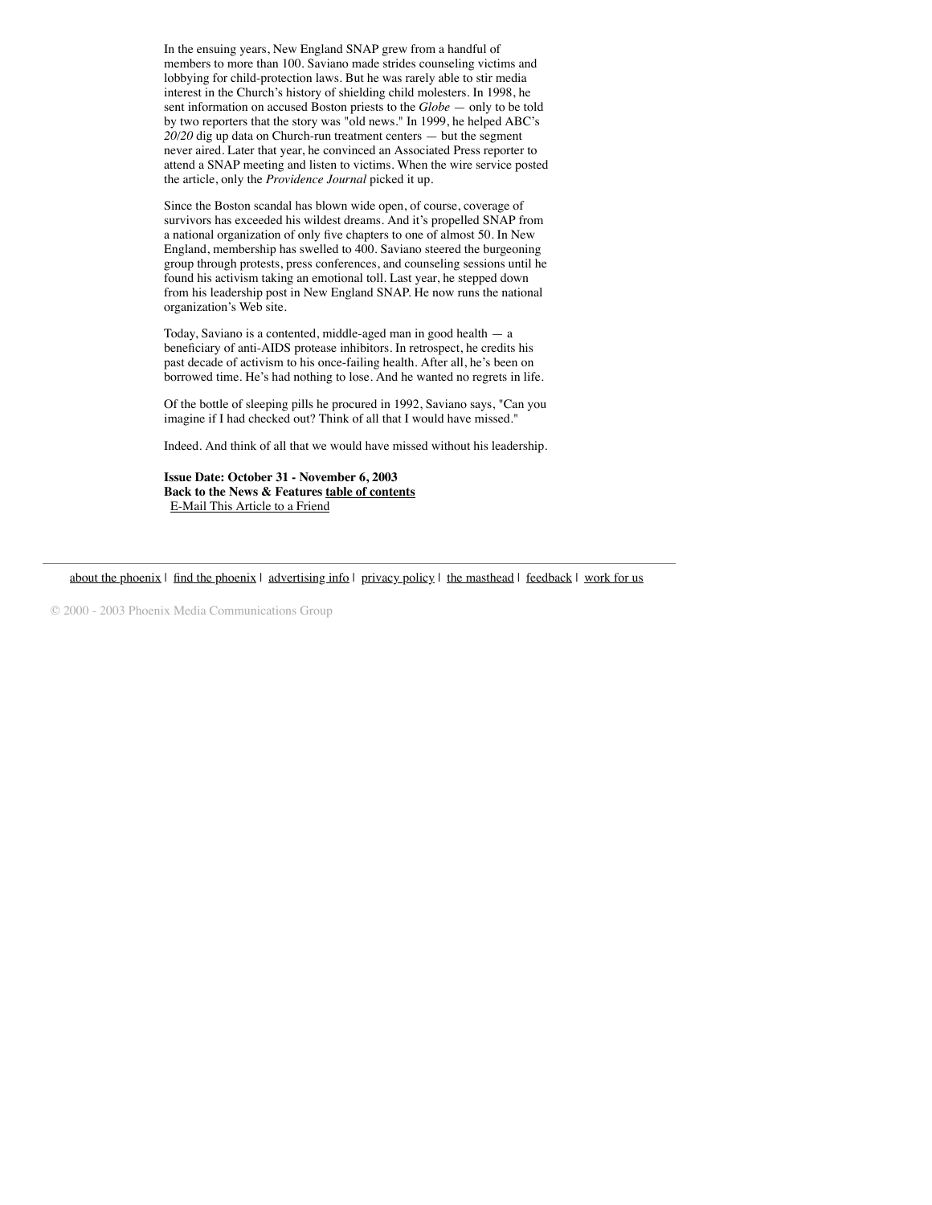In the ensuing years, New England SNAP grew from a handful of members to more than 100. Saviano made strides counseling victims and lobbying for child-protection laws. But he was rarely able to stir media interest in the Church's history of shielding child molesters. In 1998, he sent information on accused Boston priests to the *Globe* — only to be told by two reporters that the story was "old news." In 1999, he helped ABC's *20/20* dig up data on Church-run treatment centers — but the segment never aired. Later that year, he convinced an Associated Press reporter to attend a SNAP meeting and listen to victims. When the wire service posted the article, only the *Providence Journal* picked it up.

Since the Boston scandal has blown wide open, of course, coverage of survivors has exceeded his wildest dreams. And it's propelled SNAP from a national organization of only five chapters to one of almost 50. In New England, membership has swelled to 400. Saviano steered the burgeoning group through protests, press conferences, and counseling sessions until he found his activism taking an emotional toll. Last year, he stepped down from his leadership post in New England SNAP. He now runs the national organization's Web site.

Today, Saviano is a contented, middle-aged man in good health — a beneficiary of anti-AIDS protease inhibitors. In retrospect, he credits his past decade of activism to his once-failing health. After all, he's been on borrowed time. He's had nothing to lose. And he wanted no regrets in life.

Of the bottle of sleeping pills he procured in 1992, Saviano says, "Can you imagine if I had checked out? Think of all that I would have missed."

Indeed. And think of all that we would have missed without his leadership.

**Issue Date: October 31 - November 6, 2003**
**Back to the News & Features table of contents**
E-Mail This Article to a Friend

---

about the phoenix | find the phoenix | advertising info | privacy policy | the masthead | feedback | work for us

© 2000 - 2003 Phoenix Media Communications Group